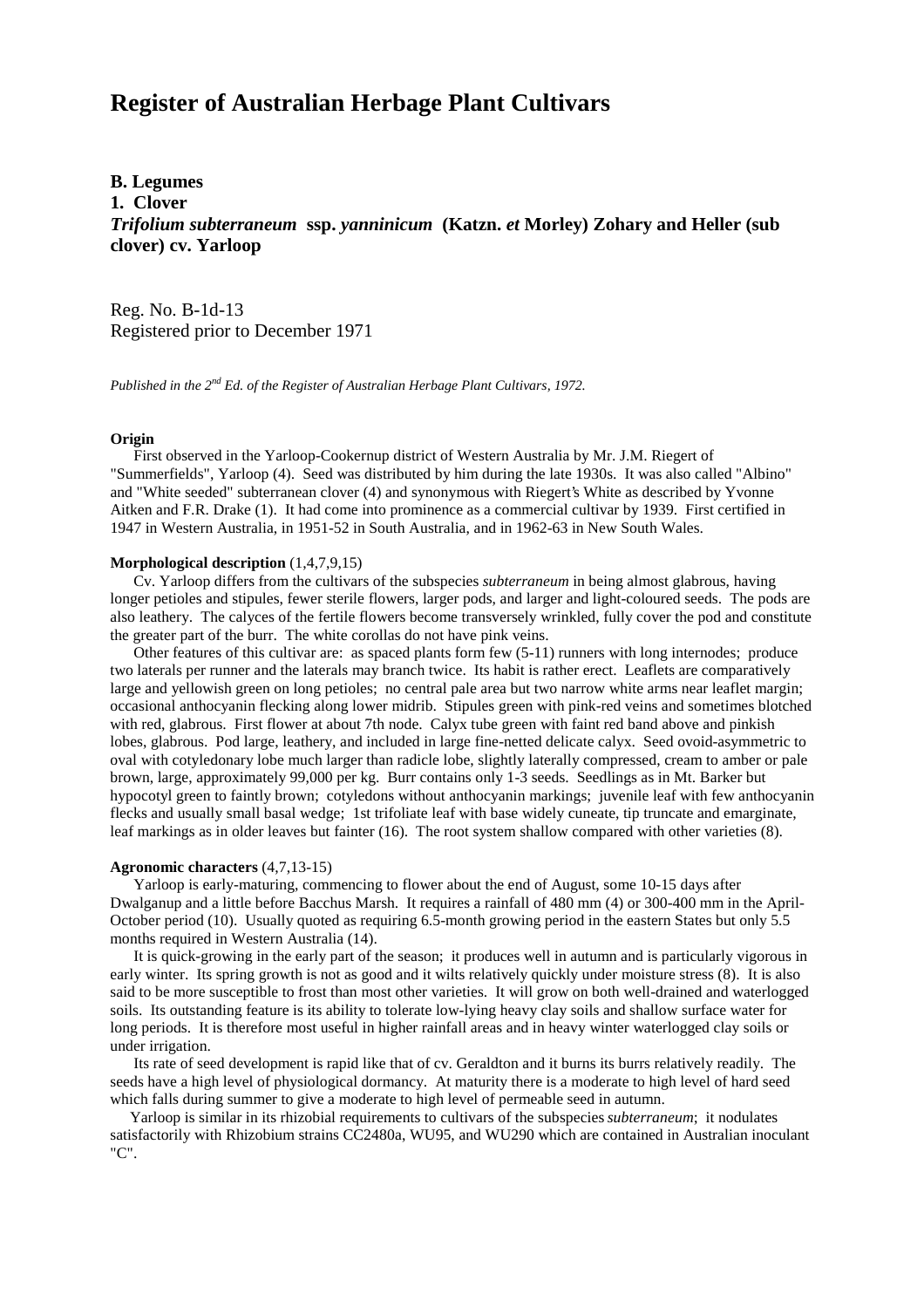# Register of Australian Herbage Plant Cultivars

**B. Legumes**
**1. Clover**
***Trifolium subterraneum* ssp. *yanninicum* (Katzn. *et* Morley) Zohary and Heller (sub clover) cv. Yarloop**

Reg. No. B-1d-13
Registered prior to December 1971

*Published in the 2nd Ed. of the Register of Australian Herbage Plant Cultivars, 1972.*

**Origin**

First observed in the Yarloop-Cookernup district of Western Australia by Mr. J.M. Riegert of "Summerfields", Yarloop (4). Seed was distributed by him during the late 1930s. It was also called "Albino" and "White seeded" subterranean clover (4) and synonymous with Riegert's White as described by Yvonne Aitken and F.R. Drake (1). It had come into prominence as a commercial cultivar by 1939. First certified in 1947 in Western Australia, in 1951-52 in South Australia, and in 1962-63 in New South Wales.

**Morphological description** (1,4,7,9,15)

Cv. Yarloop differs from the cultivars of the subspecies *subterraneum* in being almost glabrous, having longer petioles and stipules, fewer sterile flowers, larger pods, and larger and light-coloured seeds. The pods are also leathery. The calyces of the fertile flowers become transversely wrinkled, fully cover the pod and constitute the greater part of the burr. The white corollas do not have pink veins.

Other features of this cultivar are: as spaced plants form few (5-11) runners with long internodes; produce two laterals per runner and the laterals may branch twice. Its habit is rather erect. Leaflets are comparatively large and yellowish green on long petioles; no central pale area but two narrow white arms near leaflet margin; occasional anthocyanin flecking along lower midrib. Stipules green with pink-red veins and sometimes blotched with red, glabrous. First flower at about 7th node. Calyx tube green with faint red band above and pinkish lobes, glabrous. Pod large, leathery, and included in large fine-netted delicate calyx. Seed ovoid-asymmetric to oval with cotyledonary lobe much larger than radicle lobe, slightly laterally compressed, cream to amber or pale brown, large, approximately 99,000 per kg. Burr contains only 1-3 seeds. Seedlings as in Mt. Barker but hypocotyl green to faintly brown; cotyledons without anthocyanin markings; juvenile leaf with few anthocyanin flecks and usually small basal wedge; 1st trifoliate leaf with base widely cuneate, tip truncate and emarginate, leaf markings as in older leaves but fainter (16). The root system shallow compared with other varieties (8).

**Agronomic characters** (4,7,13-15)

Yarloop is early-maturing, commencing to flower about the end of August, some 10-15 days after Dwalganup and a little before Bacchus Marsh. It requires a rainfall of 480 mm (4) or 300-400 mm in the April-October period (10). Usually quoted as requiring 6.5-month growing period in the eastern States but only 5.5 months required in Western Australia (14).

It is quick-growing in the early part of the season; it produces well in autumn and is particularly vigorous in early winter. Its spring growth is not as good and it wilts relatively quickly under moisture stress (8). It is also said to be more susceptible to frost than most other varieties. It will grow on both well-drained and waterlogged soils. Its outstanding feature is its ability to tolerate low-lying heavy clay soils and shallow surface water for long periods. It is therefore most useful in higher rainfall areas and in heavy winter waterlogged clay soils or under irrigation.

Its rate of seed development is rapid like that of cv. Geraldton and it burns its burrs relatively readily. The seeds have a high level of physiological dormancy. At maturity there is a moderate to high level of hard seed which falls during summer to give a moderate to high level of permeable seed in autumn.

Yarloop is similar in its rhizobial requirements to cultivars of the subspecies *subterraneum*; it nodulates satisfactorily with Rhizobium strains CC2480a, WU95, and WU290 which are contained in Australian inoculant "C".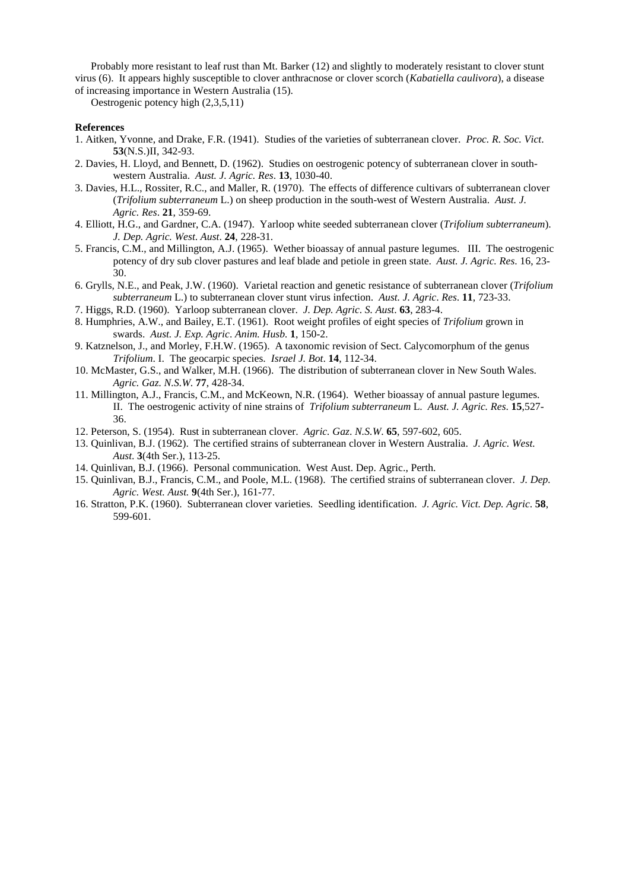Probably more resistant to leaf rust than Mt. Barker (12) and slightly to moderately resistant to clover stunt virus (6). It appears highly susceptible to clover anthracnose or clover scorch (*Kabatiella caulivora*), a disease of increasing importance in Western Australia (15).

Oestrogenic potency high (2,3,5,11)

**References**

1. Aitken, Yvonne, and Drake, F.R. (1941). Studies of the varieties of subterranean clover. *Proc. R. Soc. Vict*. **53**(N.S.)II, 342-93.
2. Davies, H. Lloyd, and Bennett, D. (1962). Studies on oestrogenic potency of subterranean clover in south-western Australia. *Aust. J. Agric. Res*. **13**, 1030-40.
3. Davies, H.L., Rossiter, R.C., and Maller, R. (1970). The effects of difference cultivars of subterranean clover (*Trifolium subterraneum* L.) on sheep production in the south-west of Western Australia. *Aust. J. Agric. Res*. **21**, 359-69.
4. Elliott, H.G., and Gardner, C.A. (1947). Yarloop white seeded subterranean clover (*Trifolium subterraneum*). *J. Dep. Agric. West. Aust*. **24**, 228-31.
5. Francis, C.M., and Millington, A.J. (1965). Wether bioassay of annual pasture legumes. III. The oestrogenic potency of dry sub clover pastures and leaf blade and petiole in green state. *Aust. J. Agric. Res*. 16, 23-30.
6. Grylls, N.E., and Peak, J.W. (1960). Varietal reaction and genetic resistance of subterranean clover (*Trifolium subterraneum* L.) to subterranean clover stunt virus infection. *Aust. J. Agric. Res*. **11**, 723-33.
7. Higgs, R.D. (1960). Yarloop subterranean clover. *J. Dep. Agric. S. Aust*. **63**, 283-4.
8. Humphries, A.W., and Bailey, E.T. (1961). Root weight profiles of eight species of *Trifolium* grown in swards. *Aust. J. Exp. Agric. Anim. Husb.* **1**, 150-2.
9. Katznelson, J., and Morley, F.H.W. (1965). A taxonomic revision of Sect. Calycomorphum of the genus *Trifolium*. I. The geocarpic species. *Israel J. Bot*. **14**, 112-34.
10. McMaster, G.S., and Walker, M.H. (1966). The distribution of subterranean clover in New South Wales. *Agric. Gaz. N.S.W.* **77**, 428-34.
11. Millington, A.J., Francis, C.M., and McKeown, N.R. (1964). Wether bioassay of annual pasture legumes. II. The oestrogenic activity of nine strains of *Trifolium subterraneum* L. *Aust. J. Agric. Res*. **15**,527-36.
12. Peterson, S. (1954). Rust in subterranean clover. *Agric. Gaz. N.S.W.* **65**, 597-602, 605.
13. Quinlivan, B.J. (1962). The certified strains of subterranean clover in Western Australia. *J. Agric. West. Aust*. **3**(4th Ser.), 113-25.
14. Quinlivan, B.J. (1966). Personal communication. West Aust. Dep. Agric., Perth.
15. Quinlivan, B.J., Francis, C.M., and Poole, M.L. (1968). The certified strains of subterranean clover. *J. Dep. Agric. West. Aust.* **9**(4th Ser.), 161-77.
16. Stratton, P.K. (1960). Subterranean clover varieties. Seedling identification. *J. Agric. Vict. Dep. Agric.* **58**, 599-601.